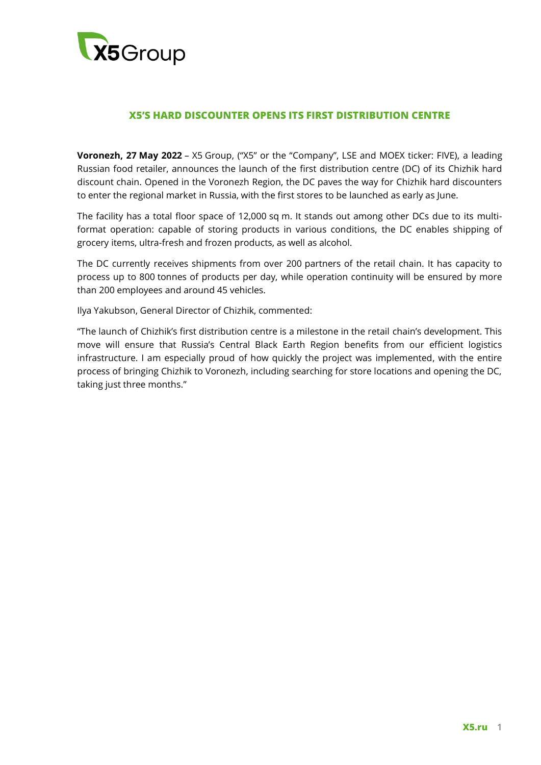## X5'S HARD DISCOUNTER OPENS ITS FIRST DISTRIBUTION CENTRE

**Voronezh, 27 May 2022** – X5 Group, ("X5" or the "Company", LSE and MOEX ticker: FIVE), a leading Russian food retailer, announces the launch of the first distribution centre (DC) of its Chizhik hard discount chain. Opened in the Voronezh Region, the DC paves the way for Chizhik hard discounters to enter the regional market in Russia, with the first stores to be launched as early as June.

The facility has a total floor space of 12,000 sq m. It stands out among other DCs due to its multi-format operation: capable of storing products in various conditions, the DC enables shipping of grocery items, ultra-fresh and frozen products, as well as alcohol.

The DC currently receives shipments from over 200 partners of the retail chain. It has capacity to process up to 800 tonnes of products per day, while operation continuity will be ensured by more than 200 employees and around 45 vehicles.

Ilya Yakubson, General Director of Chizhik, commented:

"The launch of Chizhik's first distribution centre is a milestone in the retail chain's development. This move will ensure that Russia's Central Black Earth Region benefits from our efficient logistics infrastructure. I am especially proud of how quickly the project was implemented, with the entire process of bringing Chizhik to Voronezh, including searching for store locations and opening the DC, taking just three months."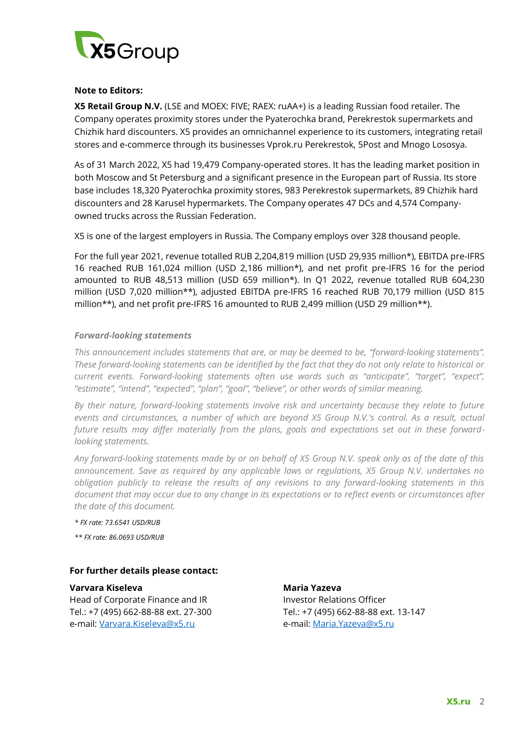**Note to Editors:**

**X5 Retail Group N.V.** (LSE and MOEX: FIVE; RAEX: ruAA+) is a leading Russian food retailer. The Company operates proximity stores under the Pyaterochka brand, Perekrestok supermarkets and Chizhik hard discounters. X5 provides an omnichannel experience to its customers, integrating retail stores and e-commerce through its businesses Vprok.ru Perekrestok, 5Post and Mnogo Lososya.

As of 31 March 2022, X5 had 19,479 Company-operated stores. It has the leading market position in both Moscow and St Petersburg and a significant presence in the European part of Russia. Its store base includes 18,320 Pyaterochka proximity stores, 983 Perekrestok supermarkets, 89 Chizhik hard discounters and 28 Karusel hypermarkets. The Company operates 47 DCs and 4,574 Company-owned trucks across the Russian Federation.

X5 is one of the largest employers in Russia. The Company employs over 328 thousand people.

For the full year 2021, revenue totalled RUB 2,204,819 million (USD 29,935 million*), EBITDA pre-IFRS 16 reached RUB 161,024 million (USD 2,186 million*), and net profit pre-IFRS 16 for the period amounted to RUB 48,513 million (USD 659 million*). In Q1 2022, revenue totalled RUB 604,230 million (USD 7,020 million**), adjusted EBITDA pre-IFRS 16 reached RUB 70,179 million (USD 815 million**), and net profit pre-IFRS 16 amounted to RUB 2,499 million (USD 29 million**).

***Forward-looking statements***

*This announcement includes statements that are, or may be deemed to be, "forward-looking statements". These forward-looking statements can be identified by the fact that they do not only relate to historical or current events. Forward-looking statements often use words such as "anticipate", "target", "expect", "estimate", "intend", "expected", "plan", "goal", "believe", or other words of similar meaning.*

*By their nature, forward-looking statements involve risk and uncertainty because they relate to future events and circumstances, a number of which are beyond X5 Group N.V.'s control. As a result, actual future results may differ materially from the plans, goals and expectations set out in these forward-looking statements.*

*Any forward-looking statements made by or on behalf of X5 Group N.V. speak only as of the date of this announcement. Save as required by any applicable laws or regulations, X5 Group N.V. undertakes no obligation publicly to release the results of any revisions to any forward-looking statements in this document that may occur due to any change in its expectations or to reflect events or circumstances after the date of this document.*

*\* FX rate: 73.6541 USD/RUB*

*\*\* FX rate: 86.0693 USD/RUB*

**For further details please contact:**

**Varvara Kiseleva**
Head of Corporate Finance and IR
Tel.: +7 (495) 662-88-88 ext. 27-300
e-mail: Varvara.Kiseleva@x5.ru

**Maria Yazeva**
Investor Relations Officer
Tel.: +7 (495) 662-88-88 ext. 13-147
e-mail: Maria.Yazeva@x5.ru